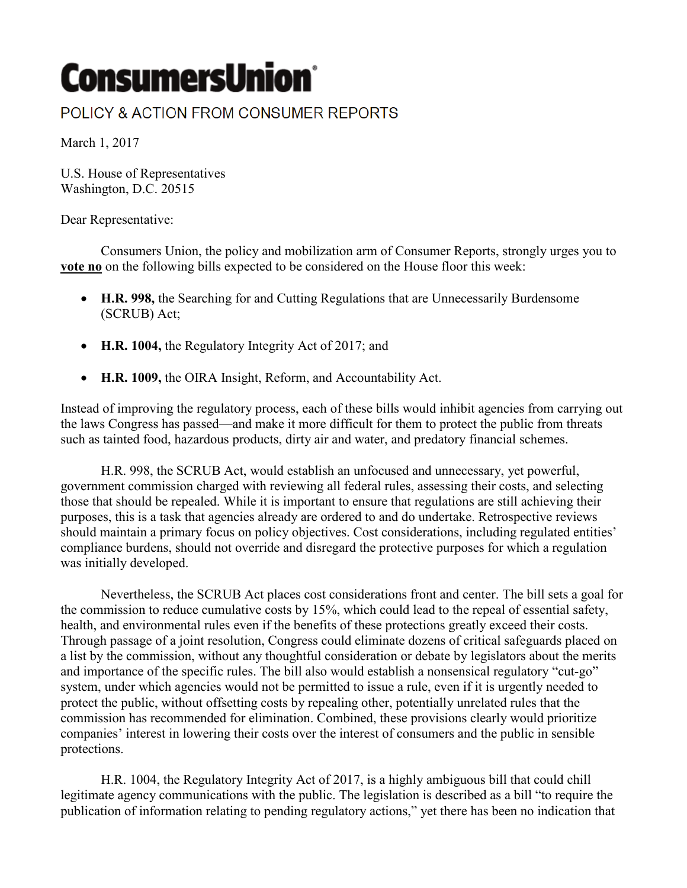# ConsumersUnion®

POLICY & ACTION FROM CONSUMER REPORTS

March 1, 2017

U.S. House of Representatives
Washington, D.C. 20515

Dear Representative:

Consumers Union, the policy and mobilization arm of Consumer Reports, strongly urges you to **vote no** on the following bills expected to be considered on the House floor this week:

- **H.R. 998,** the Searching for and Cutting Regulations that are Unnecessarily Burdensome (SCRUB) Act;
- **H.R. 1004,** the Regulatory Integrity Act of 2017; and
- **H.R. 1009,** the OIRA Insight, Reform, and Accountability Act.

Instead of improving the regulatory process, each of these bills would inhibit agencies from carrying out the laws Congress has passed—and make it more difficult for them to protect the public from threats such as tainted food, hazardous products, dirty air and water, and predatory financial schemes.

H.R. 998, the SCRUB Act, would establish an unfocused and unnecessary, yet powerful, government commission charged with reviewing all federal rules, assessing their costs, and selecting those that should be repealed. While it is important to ensure that regulations are still achieving their purposes, this is a task that agencies already are ordered to and do undertake. Retrospective reviews should maintain a primary focus on policy objectives. Cost considerations, including regulated entities' compliance burdens, should not override and disregard the protective purposes for which a regulation was initially developed.

Nevertheless, the SCRUB Act places cost considerations front and center. The bill sets a goal for the commission to reduce cumulative costs by 15%, which could lead to the repeal of essential safety, health, and environmental rules even if the benefits of these protections greatly exceed their costs. Through passage of a joint resolution, Congress could eliminate dozens of critical safeguards placed on a list by the commission, without any thoughtful consideration or debate by legislators about the merits and importance of the specific rules. The bill also would establish a nonsensical regulatory "cut-go" system, under which agencies would not be permitted to issue a rule, even if it is urgently needed to protect the public, without offsetting costs by repealing other, potentially unrelated rules that the commission has recommended for elimination. Combined, these provisions clearly would prioritize companies' interest in lowering their costs over the interest of consumers and the public in sensible protections.

H.R. 1004, the Regulatory Integrity Act of 2017, is a highly ambiguous bill that could chill legitimate agency communications with the public. The legislation is described as a bill "to require the publication of information relating to pending regulatory actions," yet there has been no indication that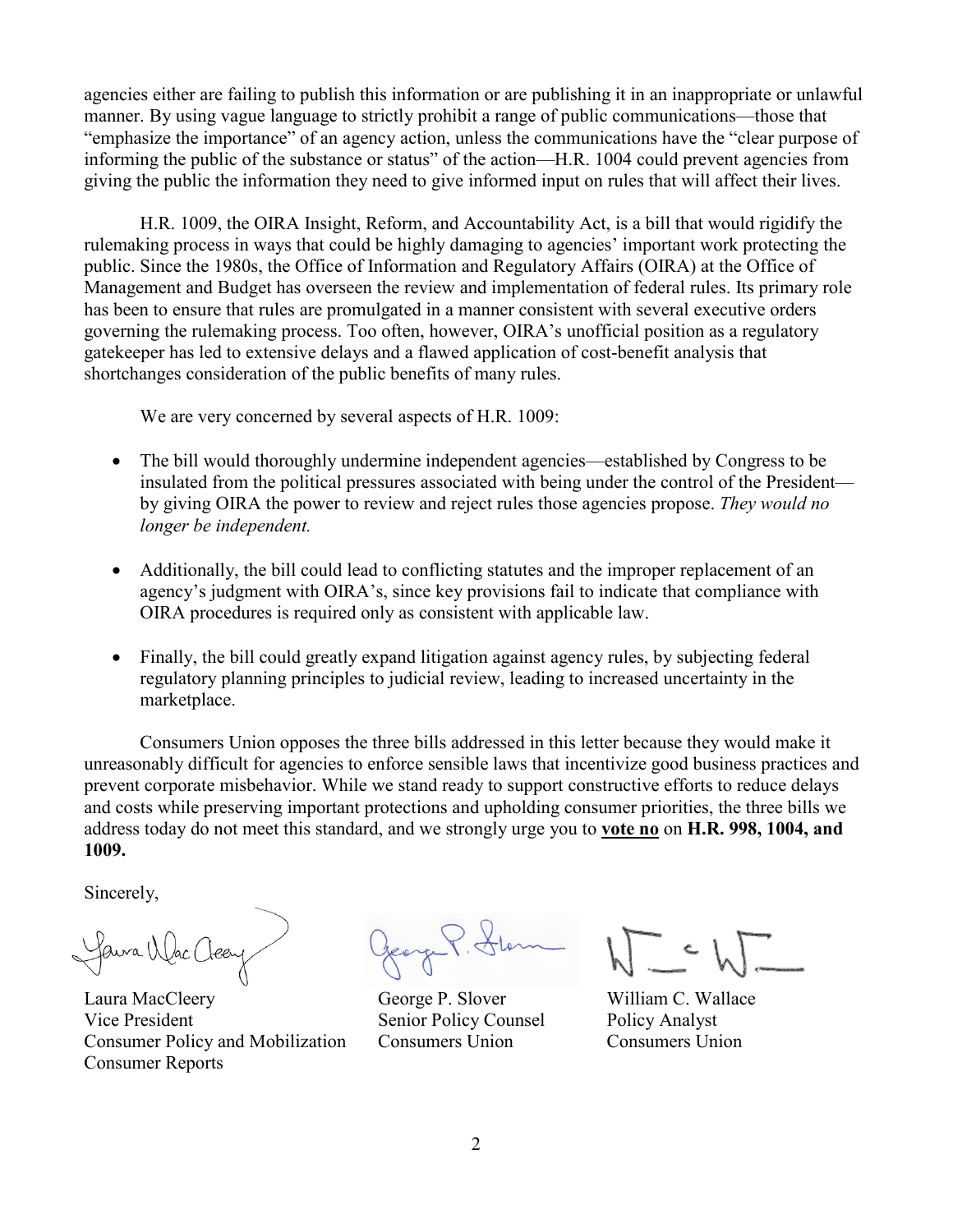agencies either are failing to publish this information or are publishing it in an inappropriate or unlawful manner. By using vague language to strictly prohibit a range of public communications—those that "emphasize the importance" of an agency action, unless the communications have the "clear purpose of informing the public of the substance or status" of the action—H.R. 1004 could prevent agencies from giving the public the information they need to give informed input on rules that will affect their lives.

H.R. 1009, the OIRA Insight, Reform, and Accountability Act, is a bill that would rigidify the rulemaking process in ways that could be highly damaging to agencies' important work protecting the public. Since the 1980s, the Office of Information and Regulatory Affairs (OIRA) at the Office of Management and Budget has overseen the review and implementation of federal rules. Its primary role has been to ensure that rules are promulgated in a manner consistent with several executive orders governing the rulemaking process. Too often, however, OIRA's unofficial position as a regulatory gatekeeper has led to extensive delays and a flawed application of cost-benefit analysis that shortchanges consideration of the public benefits of many rules.

We are very concerned by several aspects of H.R. 1009:

- The bill would thoroughly undermine independent agencies—established by Congress to be insulated from the political pressures associated with being under the control of the President—by giving OIRA the power to review and reject rules those agencies propose. *They would no longer be independent.*
- Additionally, the bill could lead to conflicting statutes and the improper replacement of an agency's judgment with OIRA's, since key provisions fail to indicate that compliance with OIRA procedures is required only as consistent with applicable law.
- Finally, the bill could greatly expand litigation against agency rules, by subjecting federal regulatory planning principles to judicial review, leading to increased uncertainty in the marketplace.

Consumers Union opposes the three bills addressed in this letter because they would make it unreasonably difficult for agencies to enforce sensible laws that incentivize good business practices and prevent corporate misbehavior. While we stand ready to support constructive efforts to reduce delays and costs while preserving important protections and upholding consumer priorities, the three bills we address today do not meet this standard, and we strongly urge you to **vote no** on **H.R. 998, 1004, and 1009.**

Sincerely,

Laura MacCleery
Vice President
Consumer Policy and Mobilization
Consumer Reports

George P. Slover
Senior Policy Counsel
Consumers Union

William C. Wallace
Policy Analyst
Consumers Union